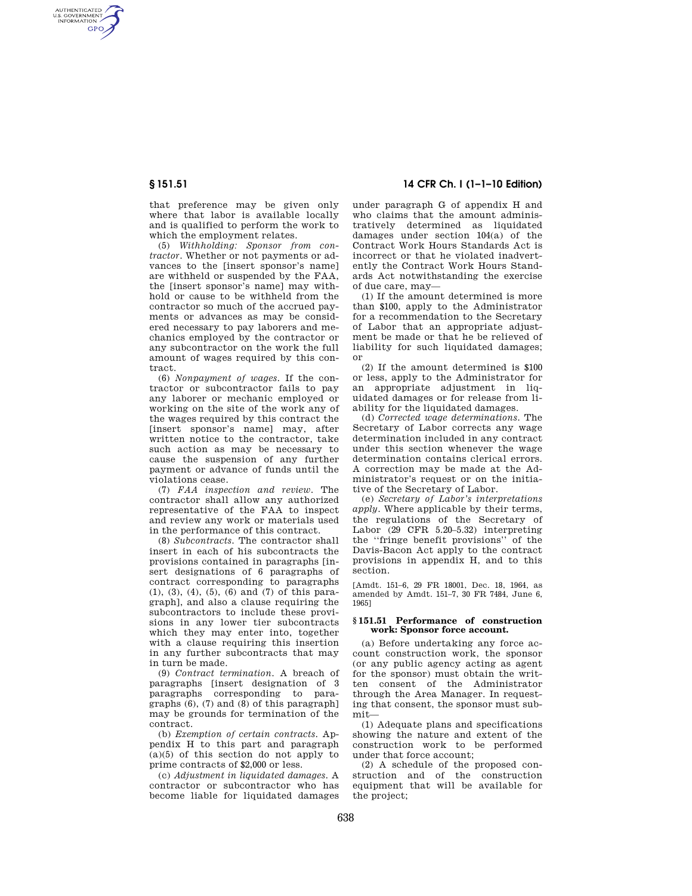that preference may be given only where that labor is available locally and is qualified to perform the work to which the employment relates.

(5) *Withholding: Sponsor from contractor.* Whether or not payments or advances to the [insert sponsor's name] are withheld or suspended by the FAA, the [insert sponsor's name] may withhold or cause to be withheld from the contractor so much of the accrued payments or advances as may be considered necessary to pay laborers and mechanics employed by the contractor or any subcontractor on the work the full amount of wages required by this contract.

(6) *Nonpayment of wages.* If the contractor or subcontractor fails to pay any laborer or mechanic employed or working on the site of the work any of the wages required by this contract the [insert sponsor's name] may, after written notice to the contractor, take such action as may be necessary to cause the suspension of any further payment or advance of funds until the violations cease.

(7) *FAA inspection and review.* The contractor shall allow any authorized representative of the FAA to inspect and review any work or materials used in the performance of this contract.

(8) *Subcontracts.* The contractor shall insert in each of his subcontracts the provisions contained in paragraphs [insert designations of 6 paragraphs of contract corresponding to paragraphs (1), (3), (4), (5), (6) and (7) of this paragraph], and also a clause requiring the subcontractors to include these provisions in any lower tier subcontracts which they may enter into, together with a clause requiring this insertion in any further subcontracts that may in turn be made.

(9) *Contract termination.* A breach of paragraphs [insert designation of 3 paragraphs corresponding to paragraphs (6), (7) and (8) of this paragraph] may be grounds for termination of the contract.

(b) *Exemption of certain contracts.* Appendix H to this part and paragraph (a)(5) of this section do not apply to prime contracts of $2,000 or less.

(c) *Adjustment in liquidated damages.* A contractor or subcontractor who has become liable for liquidated damages under paragraph G of appendix H and who claims that the amount administratively determined as liquidated damages under section 104(a) of the Contract Work Hours Standards Act is incorrect or that he violated inadvertently the Contract Work Hours Standards Act notwithstanding the exercise of due care, may—

(1) If the amount determined is more than $100, apply to the Administrator for a recommendation to the Secretary of Labor that an appropriate adjustment be made or that he be relieved of liability for such liquidated damages; or

(2) If the amount determined is $100 or less, apply to the Administrator for an appropriate adjustment in liquidated damages or for release from liability for the liquidated damages.

(d) *Corrected wage determinations.* The Secretary of Labor corrects any wage determination included in any contract under this section whenever the wage determination contains clerical errors. A correction may be made at the Administrator's request or on the initiative of the Secretary of Labor.

(e) *Secretary of Labor's interpretations apply.* Where applicable by their terms, the regulations of the Secretary of Labor (29 CFR 5.20–5.32) interpreting the "fringe benefit provisions" of the Davis-Bacon Act apply to the contract provisions in appendix H, and to this section.

[Amdt. 151–6, 29 FR 18001, Dec. 18, 1964, as amended by Amdt. 151–7, 30 FR 7484, June 6, 1965]

### § 151.51 Performance of construction work: Sponsor force account.

(a) Before undertaking any force account construction work, the sponsor (or any public agency acting as agent for the sponsor) must obtain the written consent of the Administrator through the Area Manager. In requesting that consent, the sponsor must submit—

(1) Adequate plans and specifications showing the nature and extent of the construction work to be performed under that force account;

(2) A schedule of the proposed construction and of the construction equipment that will be available for the project;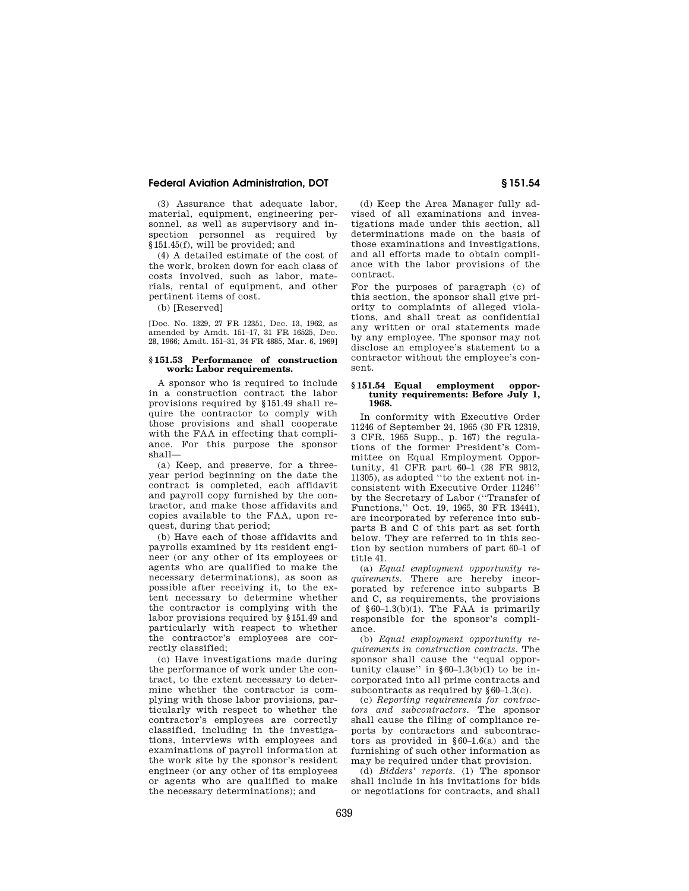(3) Assurance that adequate labor, material, equipment, engineering personnel, as well as supervisory and inspection personnel as required by §151.45(f), will be provided; and

(4) A detailed estimate of the cost of the work, broken down for each class of costs involved, such as labor, materials, rental of equipment, and other pertinent items of cost.

(b) [Reserved]

[Doc. No. 1329, 27 FR 12351, Dec. 13, 1962, as amended by Amdt. 151–17, 31 FR 16525, Dec. 28, 1966; Amdt. 151–31, 34 FR 4885, Mar. 6, 1969]

### § 151.53 Performance of construction work: Labor requirements.

A sponsor who is required to include in a construction contract the labor provisions required by §151.49 shall require the contractor to comply with those provisions and shall cooperate with the FAA in effecting that compliance. For this purpose the sponsor shall—

(a) Keep, and preserve, for a three-year period beginning on the date the contract is completed, each affidavit and payroll copy furnished by the contractor, and make those affidavits and copies available to the FAA, upon request, during that period;

(b) Have each of those affidavits and payrolls examined by its resident engineer (or any other of its employees or agents who are qualified to make the necessary determinations), as soon as possible after receiving it, to the extent necessary to determine whether the contractor is complying with the labor provisions required by §151.49 and particularly with respect to whether the contractor's employees are correctly classified;

(c) Have investigations made during the performance of work under the contract, to the extent necessary to determine whether the contractor is complying with those labor provisions, particularly with respect to whether the contractor's employees are correctly classified, including in the investigations, interviews with employees and examinations of payroll information at the work site by the sponsor's resident engineer (or any other of its employees or agents who are qualified to make the necessary determinations); and

(d) Keep the Area Manager fully advised of all examinations and investigations made under this section, all determinations made on the basis of those examinations and investigations, and all efforts made to obtain compliance with the labor provisions of the contract.

For the purposes of paragraph (c) of this section, the sponsor shall give priority to complaints of alleged violations, and shall treat as confidential any written or oral statements made by any employee. The sponsor may not disclose an employee's statement to a contractor without the employee's consent.

### § 151.54 Equal employment opportunity requirements: Before July 1, 1968.

In conformity with Executive Order 11246 of September 24, 1965 (30 FR 12319, 3 CFR, 1965 Supp., p. 167) the regulations of the former President's Committee on Equal Employment Opportunity, 41 CFR part 60–1 (28 FR 9812, 11305), as adopted "to the extent not inconsistent with Executive Order 11246" by the Secretary of Labor ("Transfer of Functions," Oct. 19, 1965, 30 FR 13441), are incorporated by reference into subparts B and C of this part as set forth below. They are referred to in this section by section numbers of part 60–1 of title 41.

(a) *Equal employment opportunity requirements.* There are hereby incorporated by reference into subparts B and C, as requirements, the provisions of §60–1.3(b)(1). The FAA is primarily responsible for the sponsor's compliance.

(b) *Equal employment opportunity requirements in construction contracts.* The sponsor shall cause the "equal opportunity clause" in §60–1.3(b)(1) to be incorporated into all prime contracts and subcontracts as required by §60–1.3(c).

(c) *Reporting requirements for contractors and subcontractors.* The sponsor shall cause the filing of compliance reports by contractors and subcontractors as provided in §60–1.6(a) and the furnishing of such other information as may be required under that provision.

(d) *Bidders' reports.* (1) The sponsor shall include in his invitations for bids or negotiations for contracts, and shall